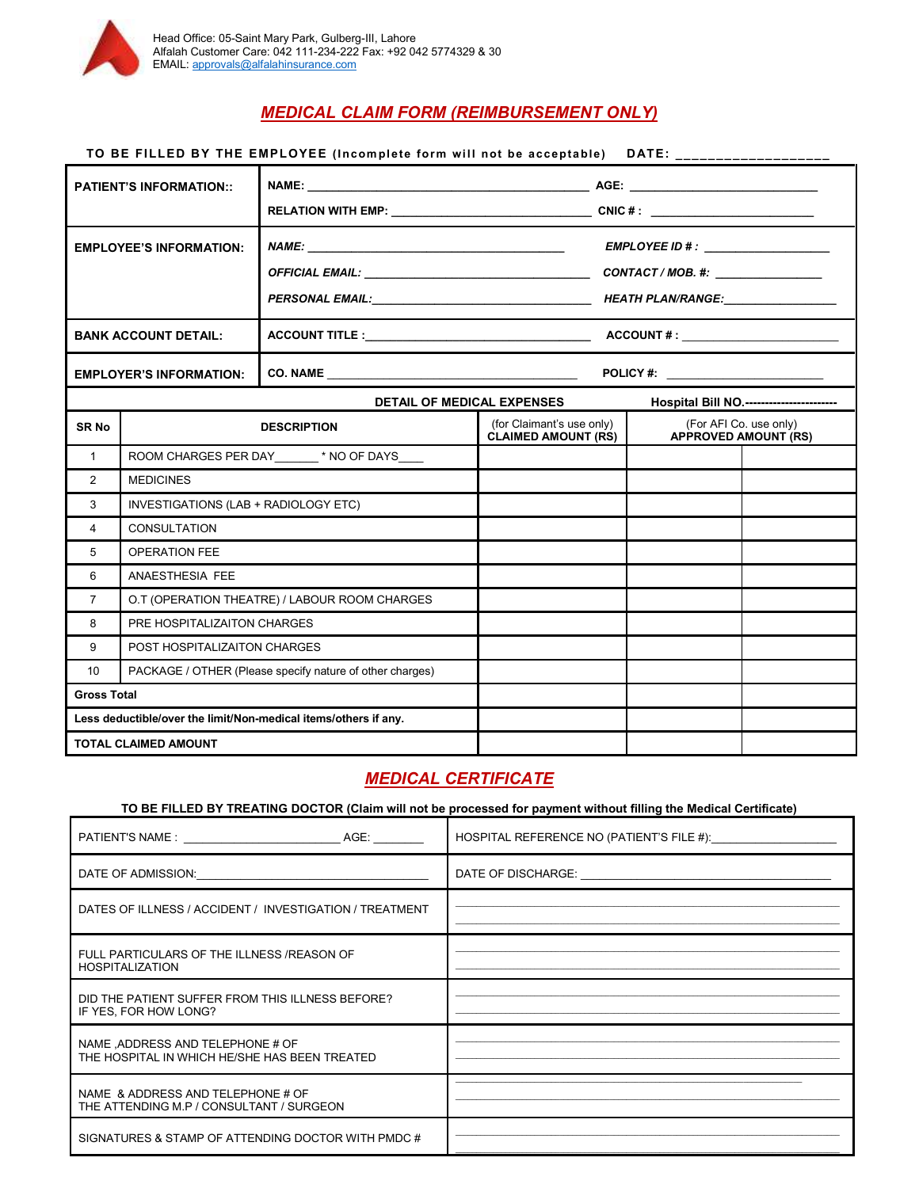Head Office: 05-Saint Mary Park, Gulberg-III, Lahore
Alfalah Customer Care: 042 111-234-222 Fax: +92 042 5774329 & 30
EMAIL: approvals@alfalahinsurance.com

# MEDICAL CLAIM FORM (REIMBURSEMENT ONLY)

**TO BE FILLED BY THE EMPLOYEE (Incomplete form will not be acceptable)** **DATE: ___________________**

| | | |
|---|---|---|
| **PATIENT'S INFORMATION::** | **NAME:** ___________________________________________ | **AGE:** _____________________________ |
| | **RELATION WITH EMP:** ______________________________ | **CNIC # :** _________________________ |
| **EMPLOYEE'S INFORMATION:** | ***NAME:*** _____________________________________ | ***EMPLOYEE ID # :*** ___________________ |
| | ***OFFICIAL EMAIL:*** __________________________________ | ***CONTACT / MOB. #:*** ________________ |
| | ***PERSONAL EMAIL:***__________________________________ | ***HEATH PLAN/RANGE:***_________________ |
| **BANK ACCOUNT DETAIL:** | **ACCOUNT TITLE :**__________________________________ | **ACCOUNT # :** ________________________ |
| **EMPLOYER'S INFORMATION:** | **CO. NAME** ______________________________________ | **POLICY #:** ________________________ |

| **DETAIL OF MEDICAL EXPENSES** | | **Hospital Bill NO.-----------------------** | | |
|---|---|---|---|---|
| **SR No** | **DESCRIPTION** | (for Claimant's use only) **CLAIMED AMOUNT (RS)** | (For AFI Co. use only) **APPROVED AMOUNT (RS)** | |
| 1 | ROOM CHARGES PER DAY_______ * NO OF DAYS____ | | | |
| 2 | MEDICINES | | | |
| 3 | INVESTIGATIONS (LAB + RADIOLOGY ETC) | | | |
| 4 | CONSULTATION | | | |
| 5 | OPERATION FEE | | | |
| 6 | ANAESTHESIA FEE | | | |
| 7 | O.T (OPERATION THEATRE) / LABOUR ROOM CHARGES | | | |
| 8 | PRE HOSPITALIZAITON CHARGES | | | |
| 9 | POST HOSPITALIZAITON CHARGES | | | |
| 10 | PACKAGE / OTHER (Please specify nature of other charges) | | | |
| **Gross Total** | | | | |
| **Less deductible/over the limit/Non-medical items/others if any.** | | | | |
| **TOTAL CLAIMED AMOUNT** | | | | |

## MEDICAL CERTIFICATE

**TO BE FILLED BY TREATING DOCTOR (Claim will not be processed for payment without filling the Medical Certificate)**

| | |
|---|---|
| PATIENT'S NAME : ___________________________ AGE: ________ | HOSPITAL REFERENCE NO (PATIENT'S FILE #):___________________ |
| DATE OF ADMISSION:____________________________________ | DATE OF DISCHARGE: _________________________________________ |
| DATES OF ILLNESS / ACCIDENT / INVESTIGATION / TREATMENT | |
| FULL PARTICULARS OF THE ILLNESS /REASON OF HOSPITALIZATION | |
| DID THE PATIENT SUFFER FROM THIS ILLNESS BEFORE? IF YES, FOR HOW LONG? | |
| NAME ,ADDRESS AND TELEPHONE # OF THE HOSPITAL IN WHICH HE/SHE HAS BEEN TREATED | |
| NAME & ADDRESS AND TELEPHONE # OF THE ATTENDING M.P / CONSULTANT / SURGEON | |
| SIGNATURES & STAMP OF ATTENDING DOCTOR WITH PMDC # | |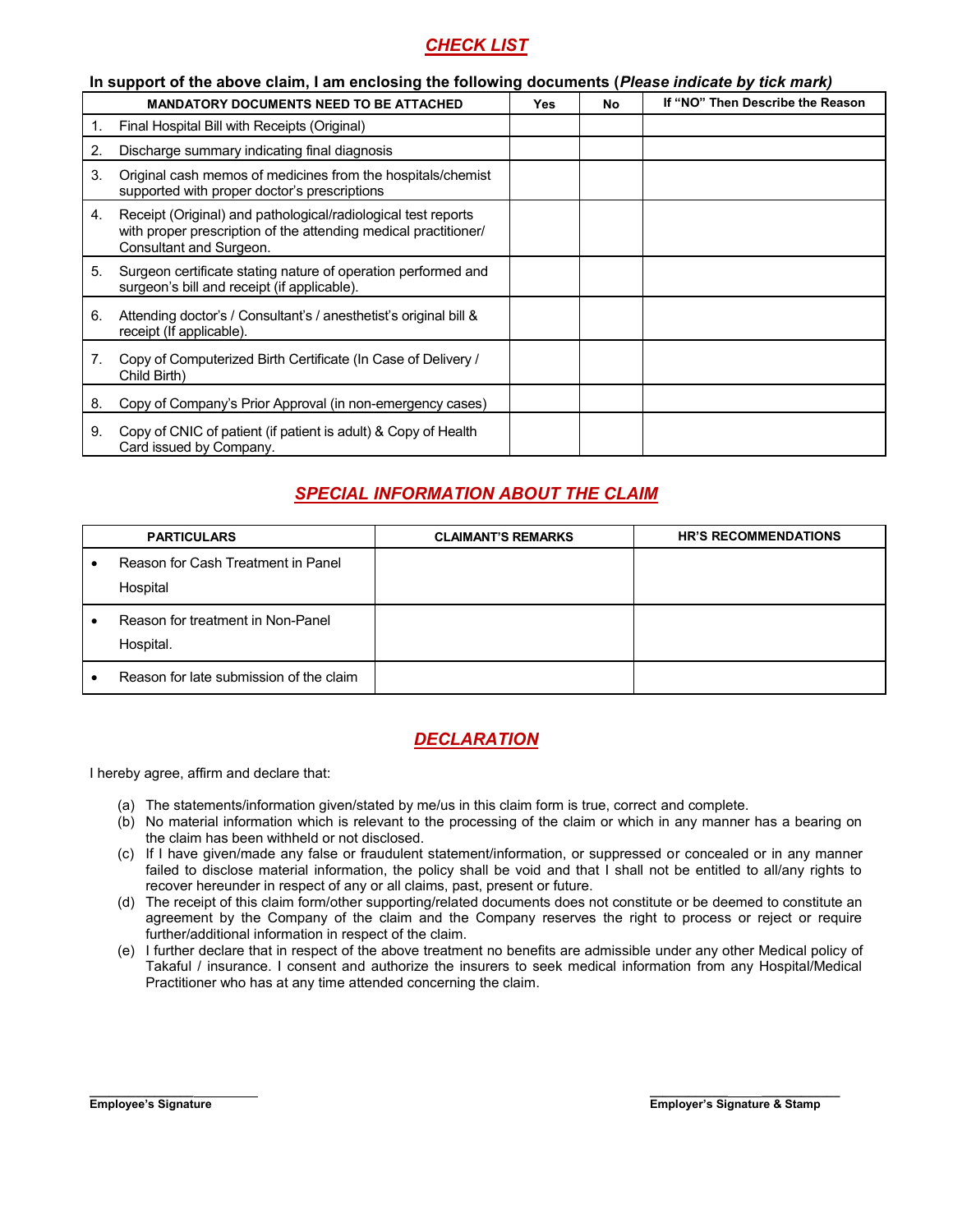## *CHECK LIST*

**In support of the above claim, I am enclosing the following documents (*Please indicate by tick mark*)**

| MANDATORY DOCUMENTS NEED TO BE ATTACHED | Yes | No | If "NO" Then Describe the Reason |
|---|---|---|---|
| 1. Final Hospital Bill with Receipts (Original) | | | |
| 2. Discharge summary indicating final diagnosis | | | |
| 3. Original cash memos of medicines from the hospitals/chemist supported with proper doctor's prescriptions | | | |
| 4. Receipt (Original) and pathological/radiological test reports with proper prescription of the attending medical practitioner/ Consultant and Surgeon. | | | |
| 5. Surgeon certificate stating nature of operation performed and surgeon's bill and receipt (if applicable). | | | |
| 6. Attending doctor's / Consultant's / anesthetist's original bill & receipt (If applicable). | | | |
| 7. Copy of Computerized Birth Certificate (In Case of Delivery / Child Birth) | | | |
| 8. Copy of Company's Prior Approval (in non-emergency cases) | | | |
| 9. Copy of CNIC of patient (if patient is adult) & Copy of Health Card issued by Company. | | | |

## *SPECIAL INFORMATION ABOUT THE CLAIM*

| PARTICULARS | CLAIMANT'S REMARKS | HR'S RECOMMENDATIONS |
|---|---|---|
| • Reason for Cash Treatment in Panel Hospital | | |
| • Reason for treatment in Non-Panel Hospital. | | |
| • Reason for late submission of the claim | | |

## *DECLARATION*

I hereby agree, affirm and declare that:

(a) The statements/information given/stated by me/us in this claim form is true, correct and complete.
(b) No material information which is relevant to the processing of the claim or which in any manner has a bearing on the claim has been withheld or not disclosed.
(c) If I have given/made any false or fraudulent statement/information, or suppressed or concealed or in any manner failed to disclose material information, the policy shall be void and that I shall not be entitled to all/any rights to recover hereunder in respect of any or all claims, past, present or future.
(d) The receipt of this claim form/other supporting/related documents does not constitute or be deemed to constitute an agreement by the Company of the claim and the Company reserves the right to process or reject or require further/additional information in respect of the claim.
(e) I further declare that in respect of the above treatment no benefits are admissible under any other Medical policy of Takaful / insurance. I consent and authorize the insurers to seek medical information from any Hospital/Medical Practitioner who has at any time attended concerning the claim.

\_\_\_\_\_\_\_\_\_\_\_\_\_\_\_\_\_\_\_\_
**Employee's Signature**

\_\_\_\_\_\_\_\_\_\_\_\_\_\_\_\_\_\_\_\_
**Employer's Signature & Stamp**